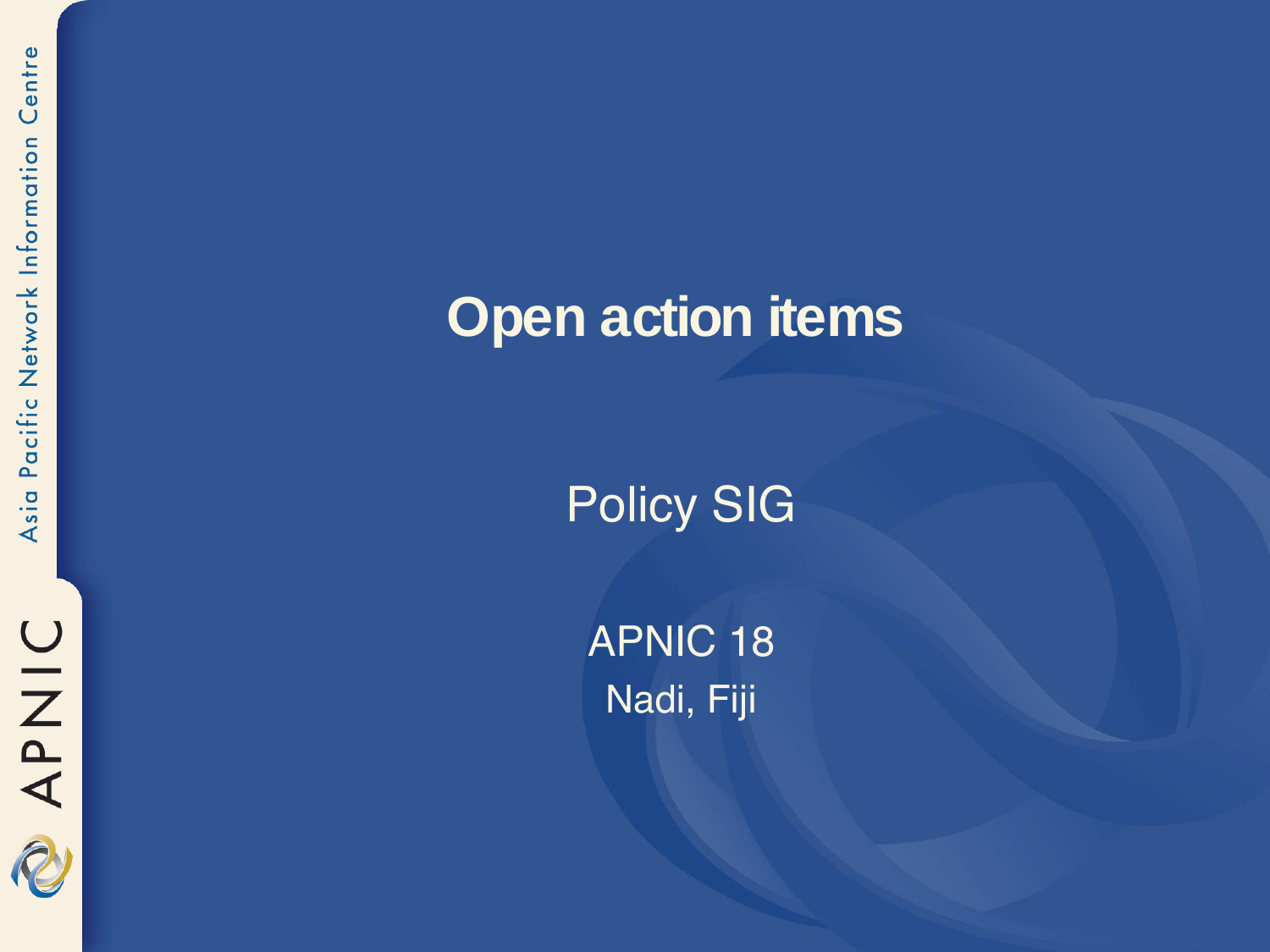# Open action items

Policy SIG

APNIC 18

Nadi, Fiji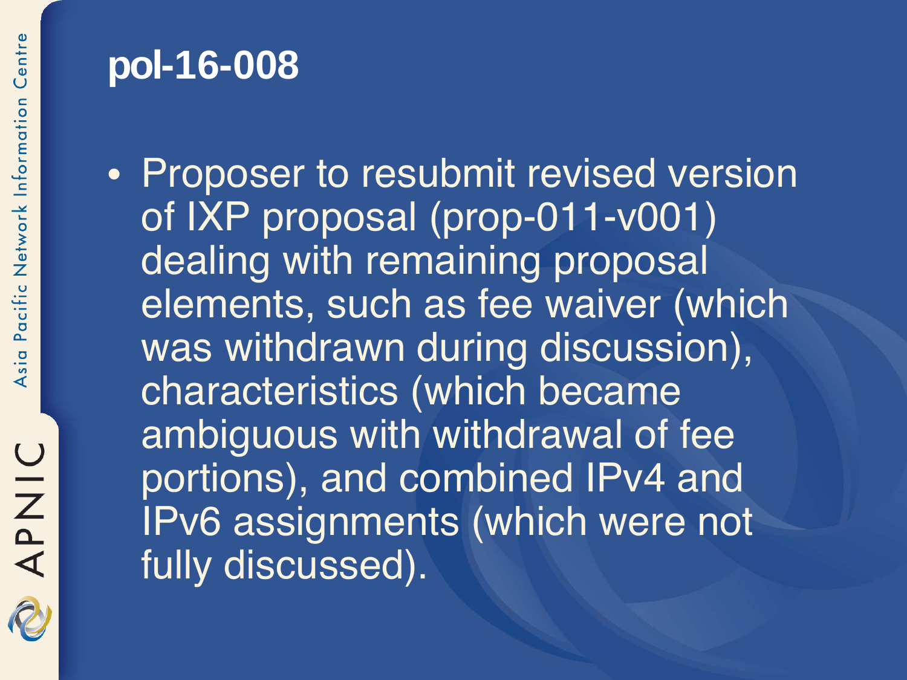# pol-16-008

- Proposer to resubmit revised version of IXP proposal (prop-011-v001) dealing with remaining proposal elements, such as fee waiver (which was withdrawn during discussion), characteristics (which became ambiguous with withdrawal of fee portions), and combined IPv4 and IPv6 assignments (which were not fully discussed).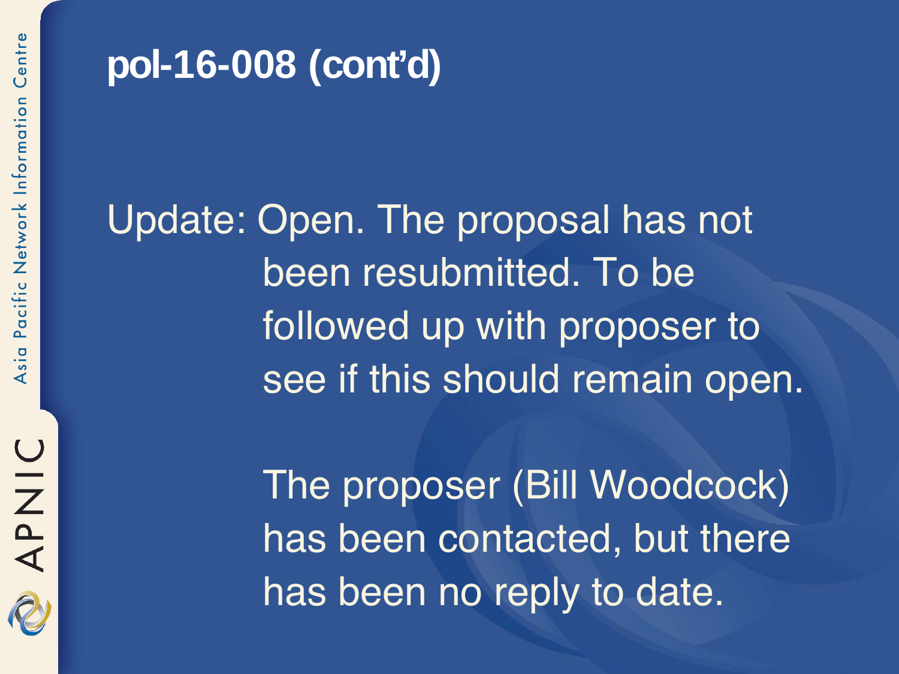# pol-16-008 (cont'd)

Update: Open. The proposal has not been resubmitted. To be followed up with proposer to see if this should remain open.

The proposer (Bill Woodcock) has been contacted, but there has been no reply to date.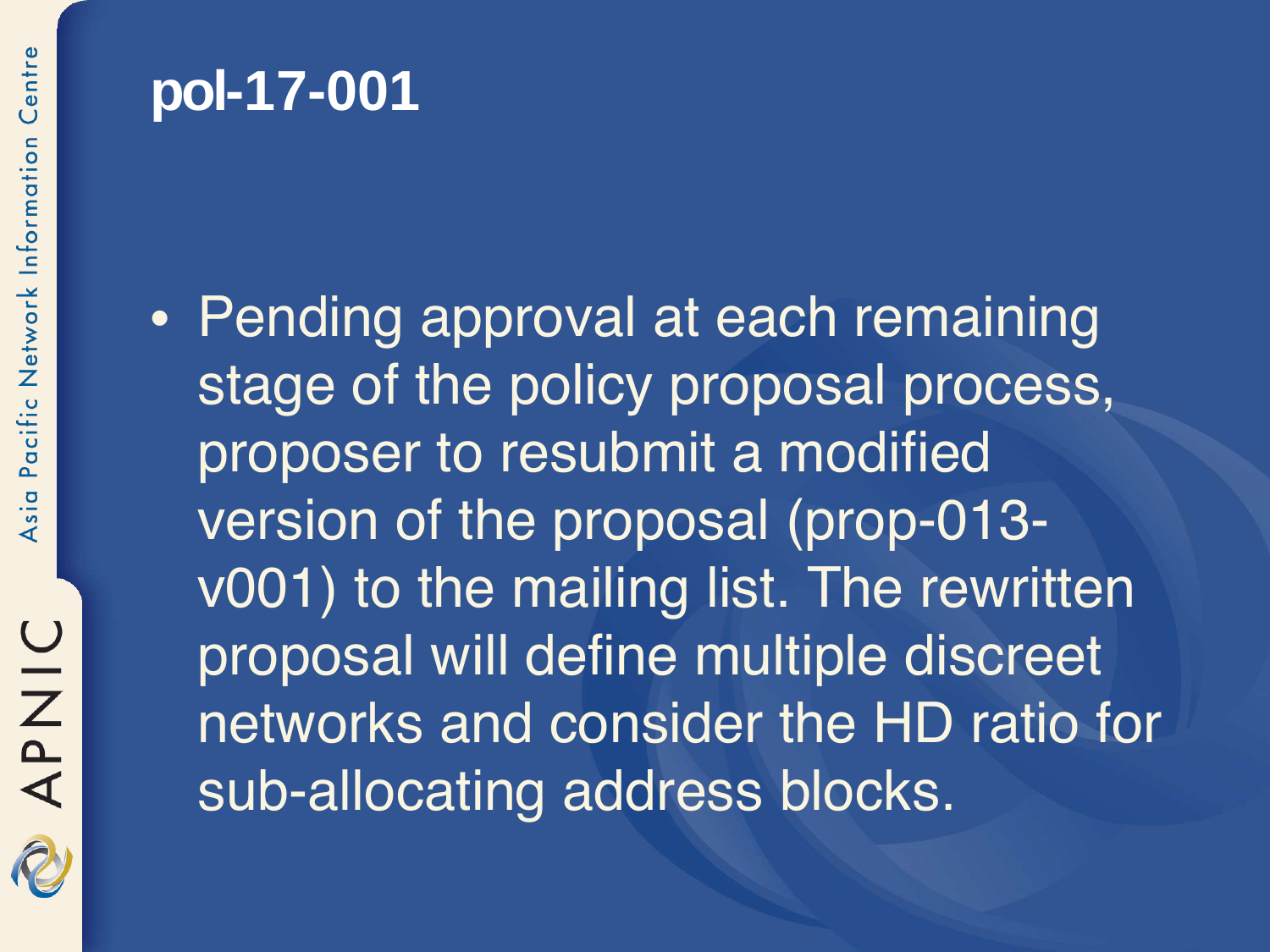# pol-17-001

- Pending approval at each remaining stage of the policy proposal process, proposer to resubmit a modified version of the proposal (prop-013-v001) to the mailing list. The rewritten proposal will define multiple discreet networks and consider the HD ratio for sub-allocating address blocks.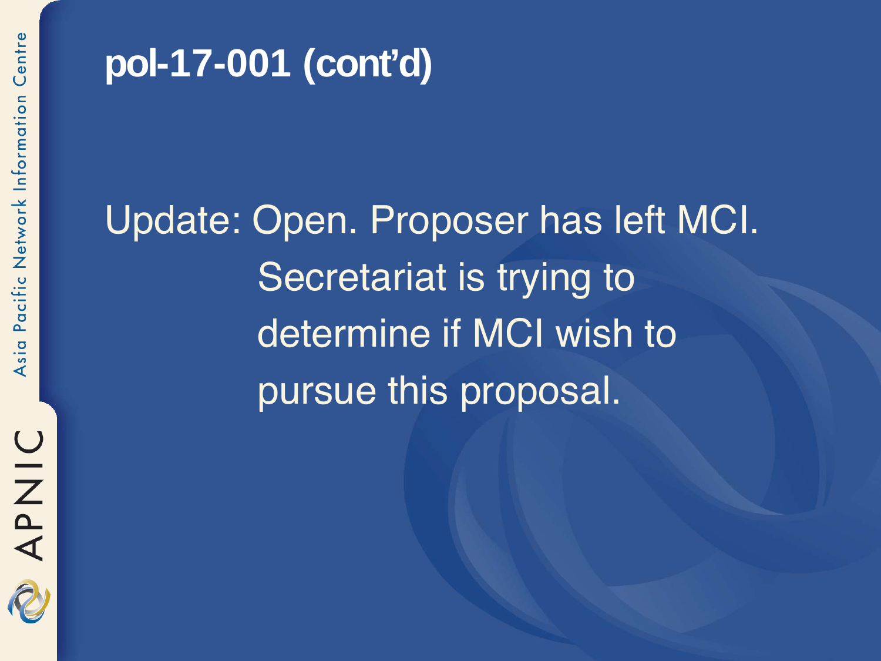# pol-17-001 (cont'd)

Update: Open. Proposer has left MCI. Secretariat is trying to determine if MCI wish to pursue this proposal.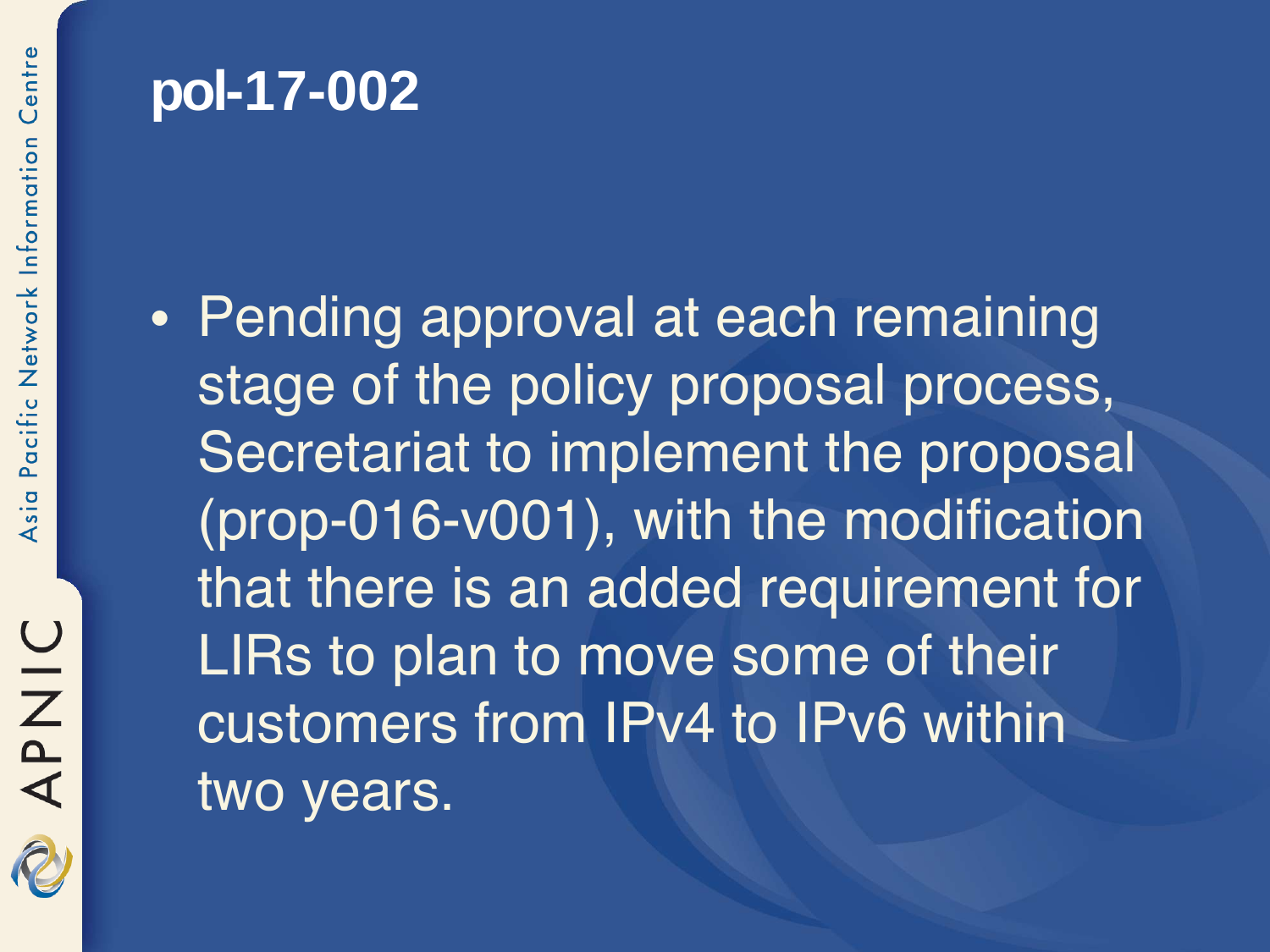# pol-17-002

- Pending approval at each remaining stage of the policy proposal process, Secretariat to implement the proposal (prop-016-v001), with the modification that there is an added requirement for LIRs to plan to move some of their customers from IPv4 to IPv6 within two years.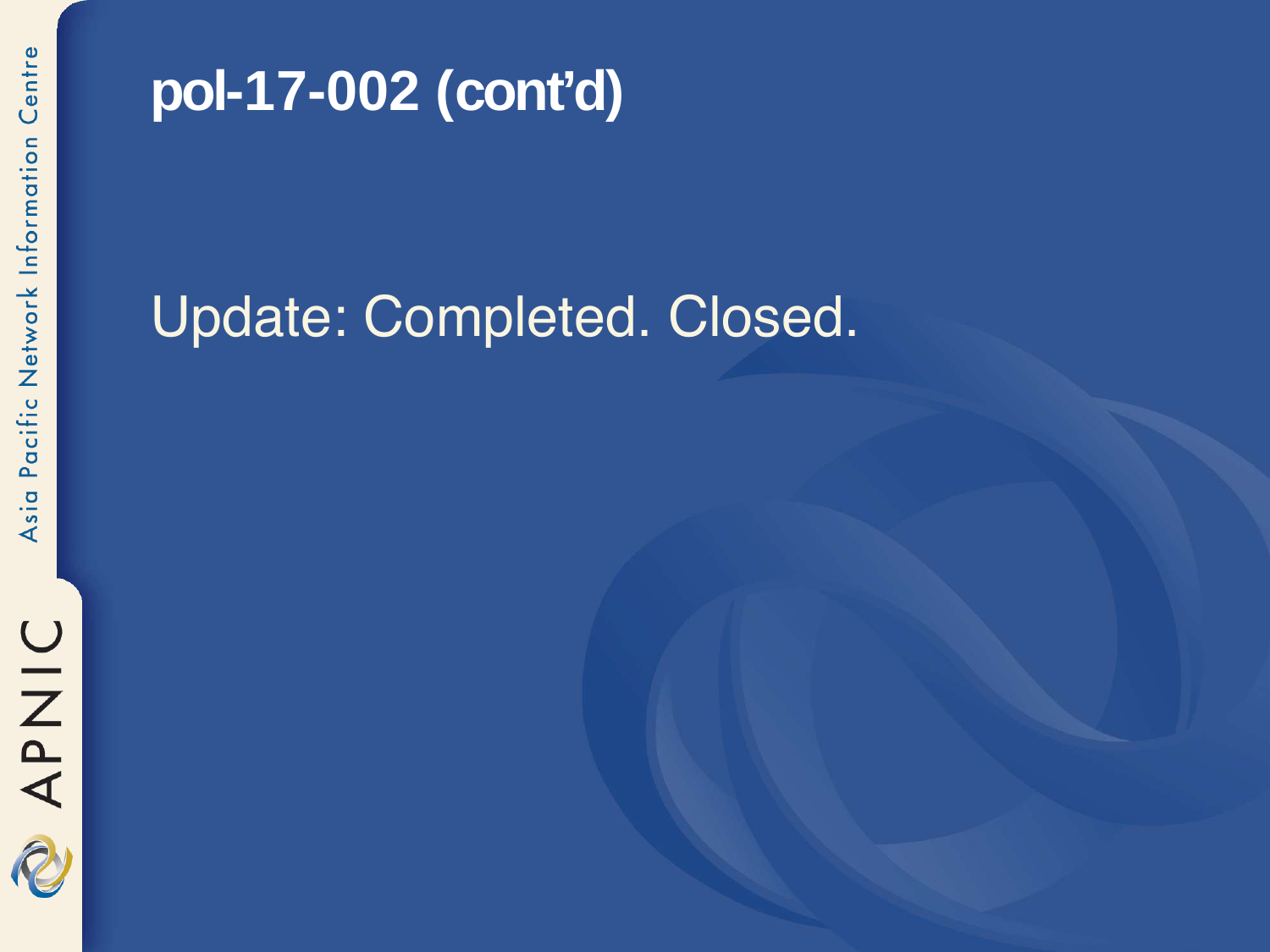# pol-17-002 (cont'd)

Update: Completed. Closed.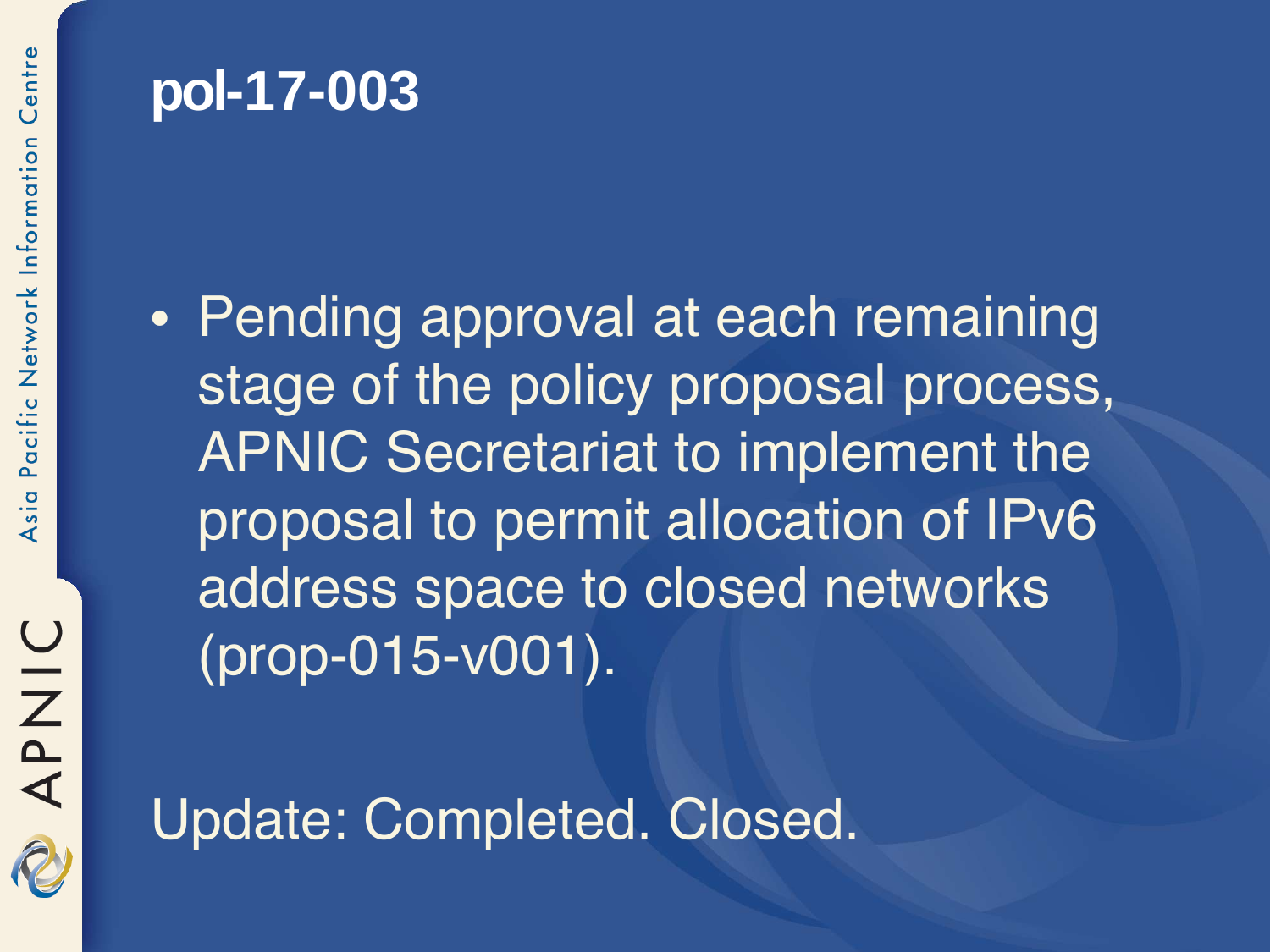# pol-17-003

- Pending approval at each remaining stage of the policy proposal process, APNIC Secretariat to implement the proposal to permit allocation of IPv6 address space to closed networks (prop-015-v001).

Update: Completed. Closed.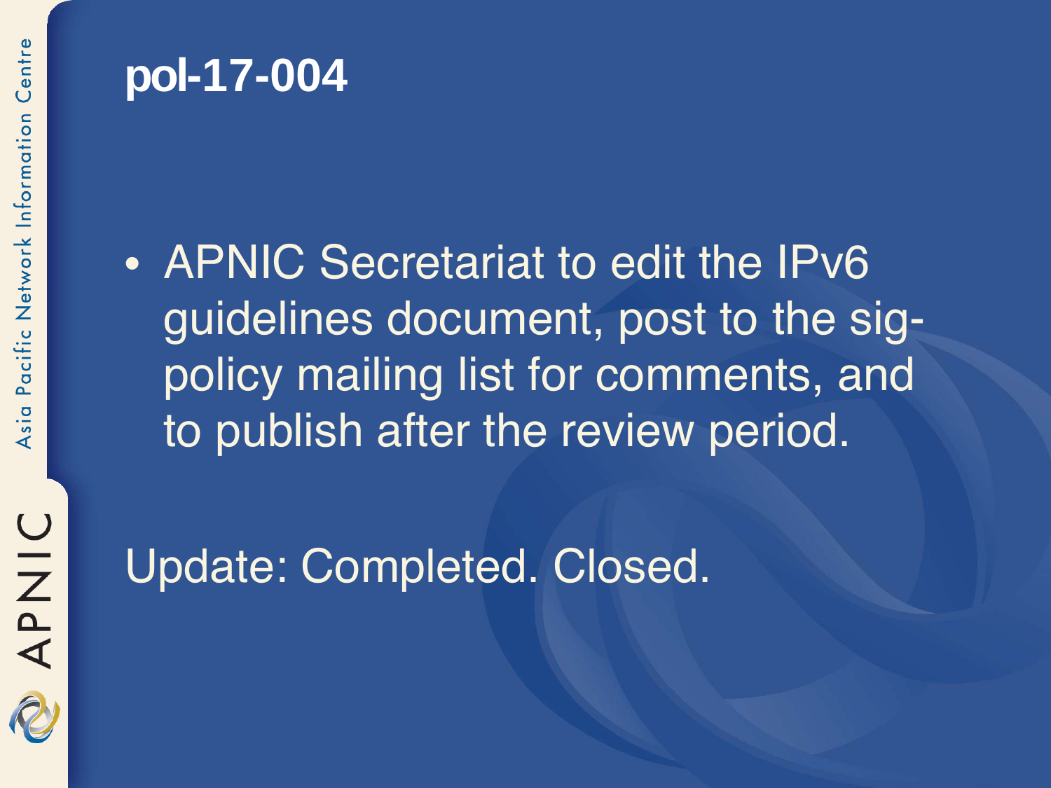# pol-17-004

- APNIC Secretariat to edit the IPv6 guidelines document, post to the sig-policy mailing list for comments, and to publish after the review period.

Update: Completed. Closed.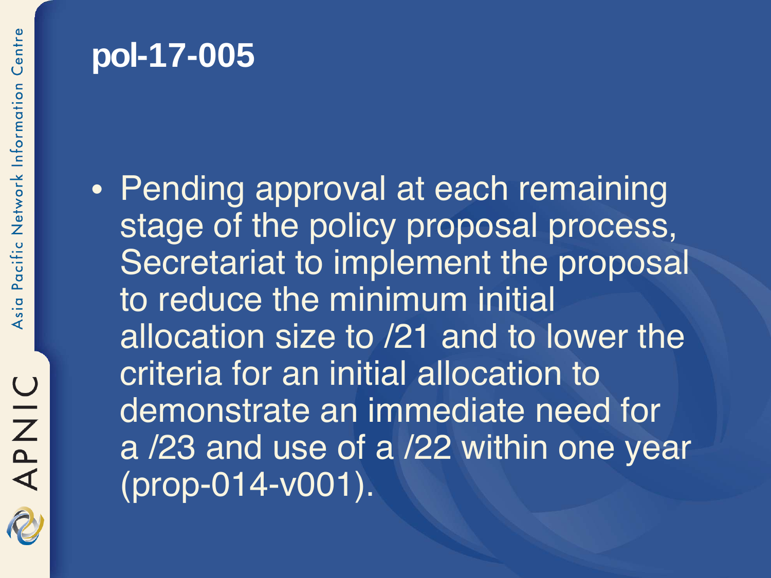# pol-17-005

- Pending approval at each remaining stage of the policy proposal process, Secretariat to implement the proposal to reduce the minimum initial allocation size to /21 and to lower the criteria for an initial allocation to demonstrate an immediate need for a /23 and use of a /22 within one year (prop-014-v001).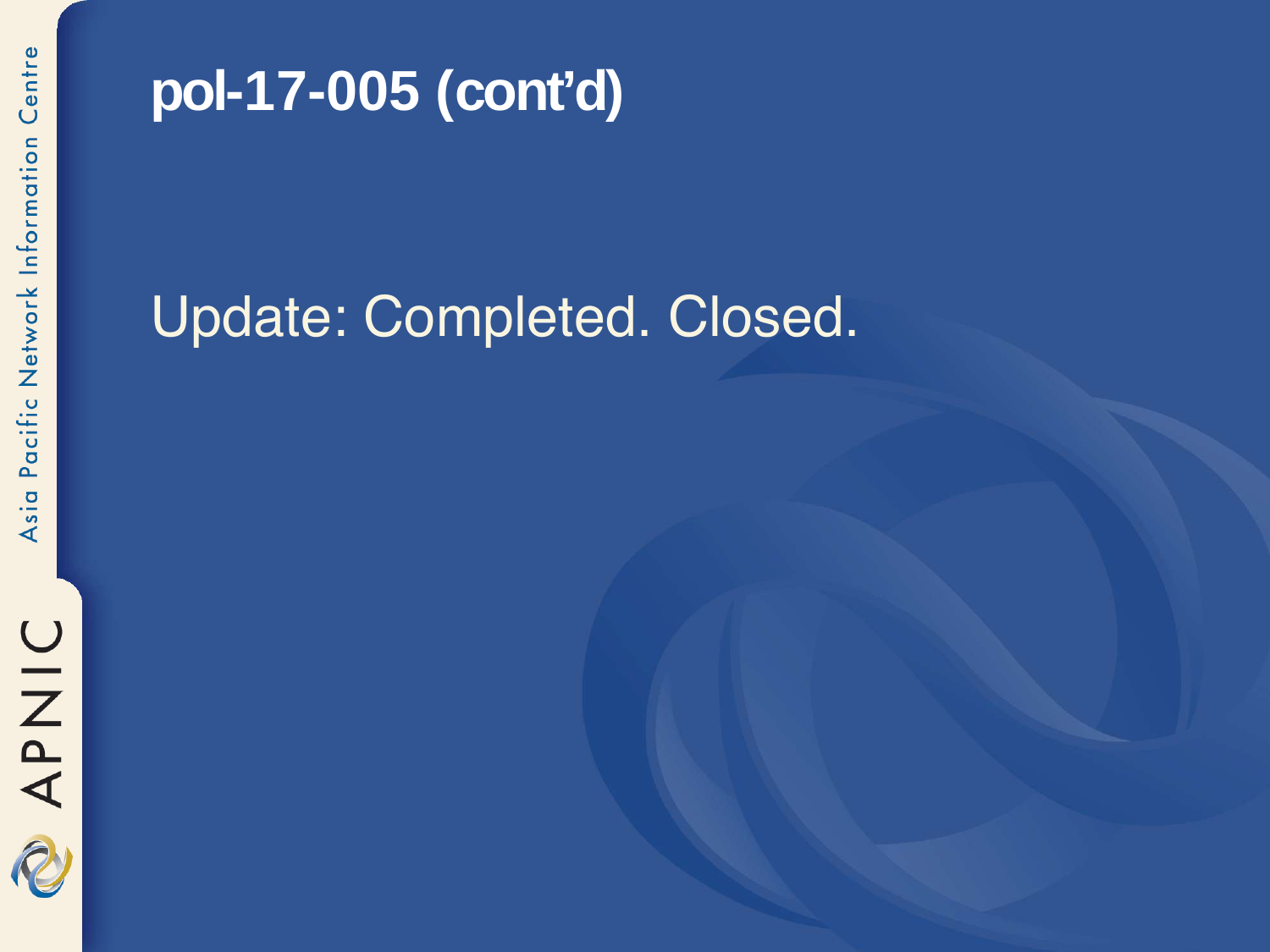# pol-17-005 (cont'd)

Update: Completed. Closed.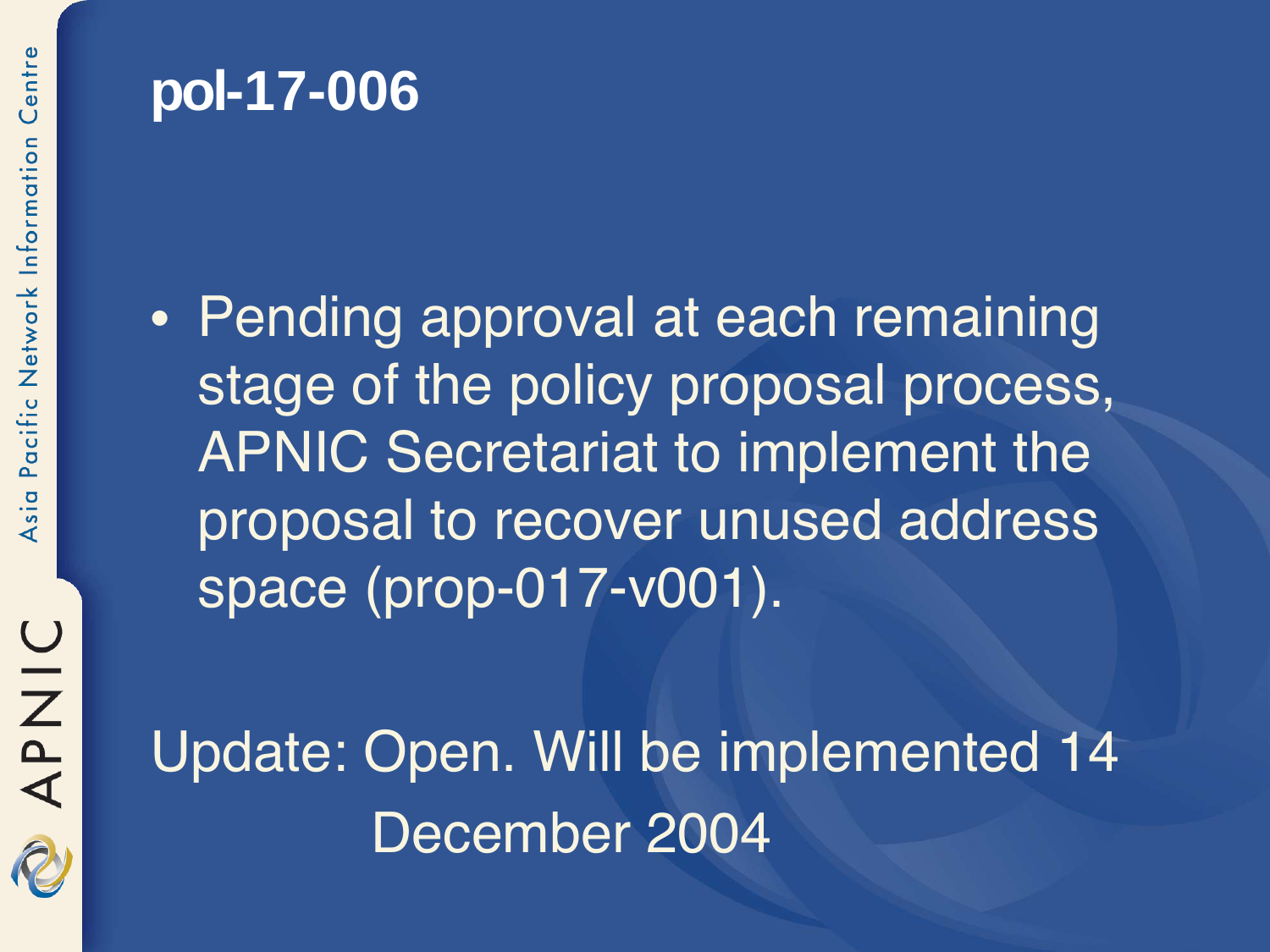# pol-17-006

- Pending approval at each remaining stage of the policy proposal process, APNIC Secretariat to implement the proposal to recover unused address space (prop-017-v001).

Update: Open. Will be implemented 14 December 2004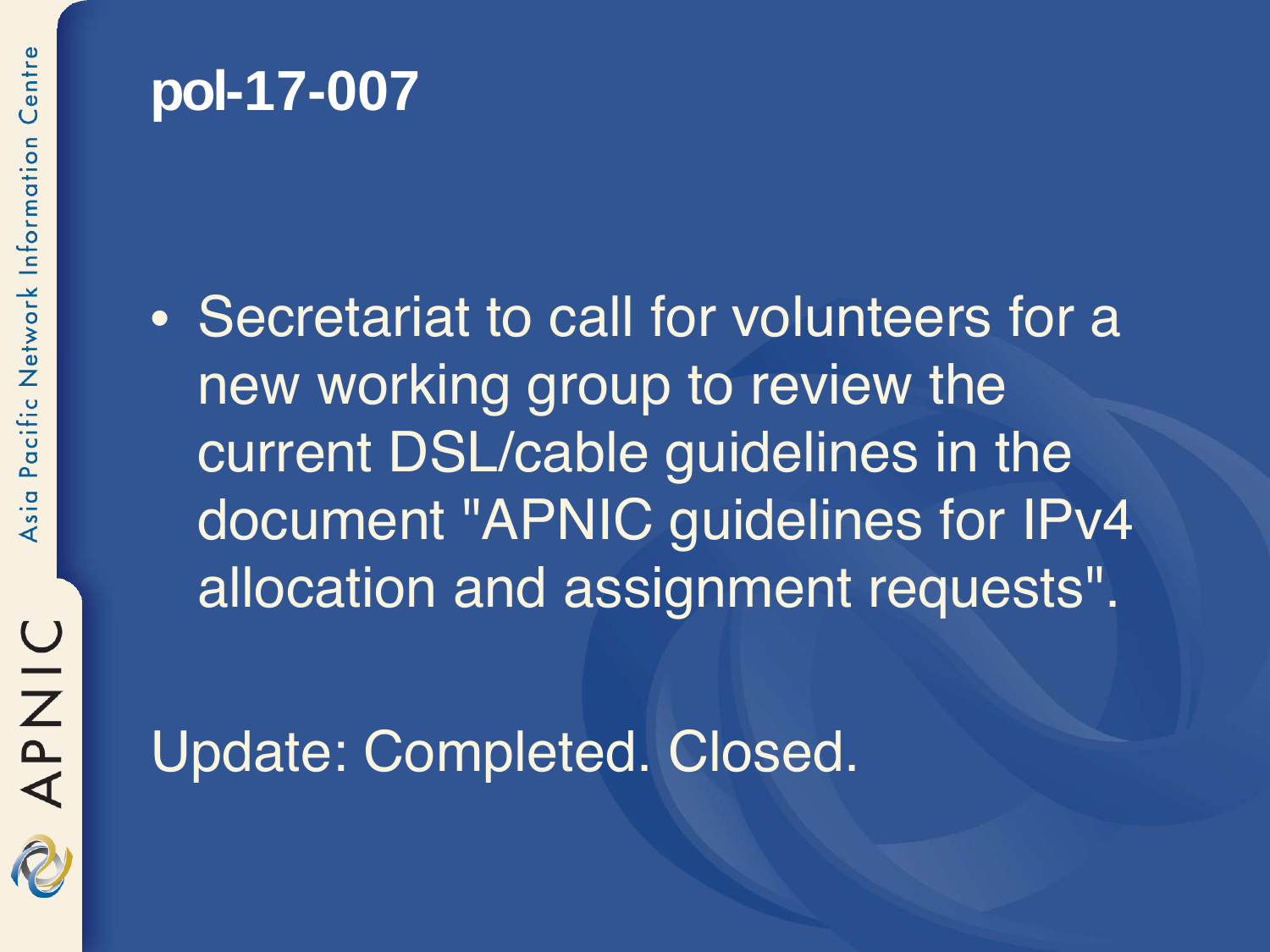# pol-17-007

- Secretariat to call for volunteers for a new working group to review the current DSL/cable guidelines in the document "APNIC guidelines for IPv4 allocation and assignment requests".

Update: Completed. Closed.